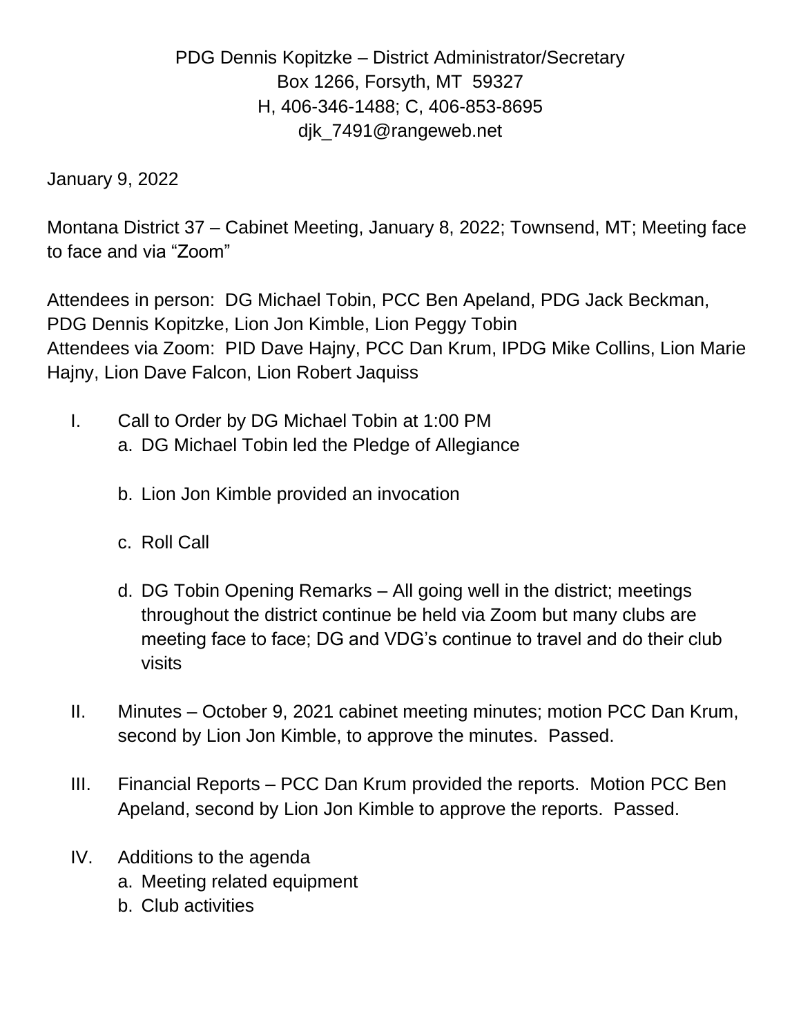PDG Dennis Kopitzke – District Administrator/Secretary
Box 1266, Forsyth, MT 59327
H, 406-346-1488; C, 406-853-8695
djk_7491@rangeweb.net

January 9, 2022

Montana District 37 – Cabinet Meeting, January 8, 2022; Townsend, MT; Meeting face to face and via "Zoom"

Attendees in person: DG Michael Tobin, PCC Ben Apeland, PDG Jack Beckman, PDG Dennis Kopitzke, Lion Jon Kimble, Lion Peggy Tobin
Attendees via Zoom: PID Dave Hajny, PCC Dan Krum, IPDG Mike Collins, Lion Marie Hajny, Lion Dave Falcon, Lion Robert Jaquiss

I. Call to Order by DG Michael Tobin at 1:00 PM
   a. DG Michael Tobin led the Pledge of Allegiance

   b. Lion Jon Kimble provided an invocation

   c. Roll Call

   d. DG Tobin Opening Remarks – All going well in the district; meetings throughout the district continue be held via Zoom but many clubs are meeting face to face; DG and VDG's continue to travel and do their club visits

II. Minutes – October 9, 2021 cabinet meeting minutes; motion PCC Dan Krum, second by Lion Jon Kimble, to approve the minutes. Passed.

III. Financial Reports – PCC Dan Krum provided the reports. Motion PCC Ben Apeland, second by Lion Jon Kimble to approve the reports. Passed.

IV. Additions to the agenda
   a. Meeting related equipment
   b. Club activities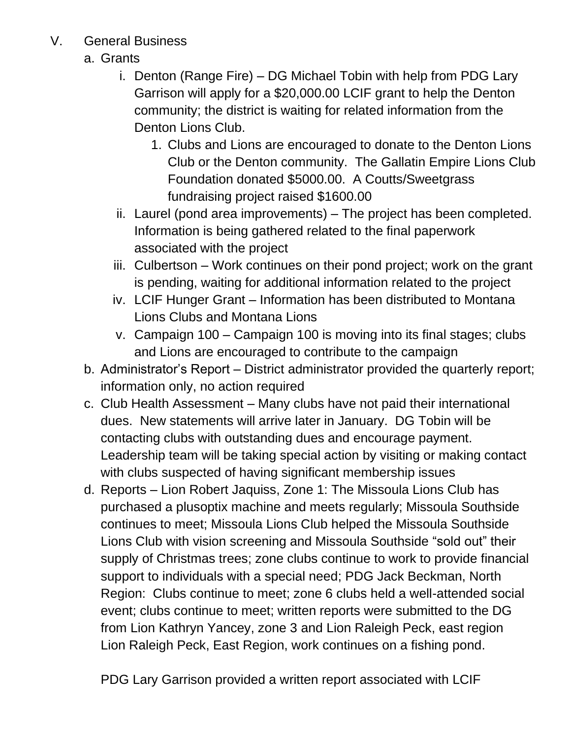V. General Business

a. Grants

i. Denton (Range Fire) – DG Michael Tobin with help from PDG Lary Garrison will apply for a $20,000.00 LCIF grant to help the Denton community; the district is waiting for related information from the Denton Lions Club.

1. Clubs and Lions are encouraged to donate to the Denton Lions Club or the Denton community. The Gallatin Empire Lions Club Foundation donated $5000.00. A Coutts/Sweetgrass fundraising project raised $1600.00

ii. Laurel (pond area improvements) – The project has been completed. Information is being gathered related to the final paperwork associated with the project

iii. Culbertson – Work continues on their pond project; work on the grant is pending, waiting for additional information related to the project

iv. LCIF Hunger Grant – Information has been distributed to Montana Lions Clubs and Montana Lions

v. Campaign 100 – Campaign 100 is moving into its final stages; clubs and Lions are encouraged to contribute to the campaign

b. Administrator's Report – District administrator provided the quarterly report; information only, no action required

c. Club Health Assessment – Many clubs have not paid their international dues. New statements will arrive later in January. DG Tobin will be contacting clubs with outstanding dues and encourage payment. Leadership team will be taking special action by visiting or making contact with clubs suspected of having significant membership issues

d. Reports – Lion Robert Jaquiss, Zone 1: The Missoula Lions Club has purchased a plusoptix machine and meets regularly; Missoula Southside continues to meet; Missoula Lions Club helped the Missoula Southside Lions Club with vision screening and Missoula Southside "sold out" their supply of Christmas trees; zone clubs continue to work to provide financial support to individuals with a special need; PDG Jack Beckman, North Region: Clubs continue to meet; zone 6 clubs held a well-attended social event; clubs continue to meet; written reports were submitted to the DG from Lion Kathryn Yancey, zone 3 and Lion Raleigh Peck, east region Lion Raleigh Peck, East Region, work continues on a fishing pond.

PDG Lary Garrison provided a written report associated with LCIF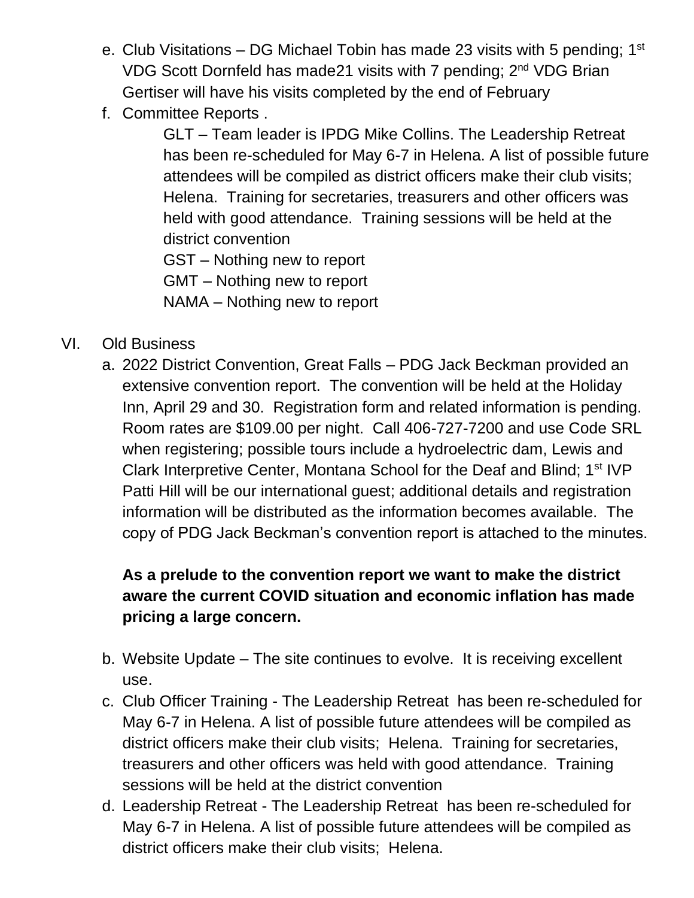e. Club Visitations – DG Michael Tobin has made 23 visits with 5 pending; 1st VDG Scott Dornfeld has made21 visits with 7 pending; 2nd VDG Brian Gertiser will have his visits completed by the end of February

f. Committee Reports .

   GLT – Team leader is IPDG Mike Collins. The Leadership Retreat has been re-scheduled for May 6-7 in Helena. A list of possible future attendees will be compiled as district officers make their club visits; Helena. Training for secretaries, treasurers and other officers was held with good attendance. Training sessions will be held at the district convention

   GST – Nothing new to report

   GMT – Nothing new to report

   NAMA – Nothing new to report

VI. Old Business

a. 2022 District Convention, Great Falls – PDG Jack Beckman provided an extensive convention report. The convention will be held at the Holiday Inn, April 29 and 30. Registration form and related information is pending. Room rates are $109.00 per night. Call 406-727-7200 and use Code SRL when registering; possible tours include a hydroelectric dam, Lewis and Clark Interpretive Center, Montana School for the Deaf and Blind; 1st IVP Patti Hill will be our international guest; additional details and registration information will be distributed as the information becomes available. The copy of PDG Jack Beckman's convention report is attached to the minutes.

   **As a prelude to the convention report we want to make the district aware the current COVID situation and economic inflation has made pricing a large concern.**

b. Website Update – The site continues to evolve. It is receiving excellent use.

c. Club Officer Training - The Leadership Retreat has been re-scheduled for May 6-7 in Helena. A list of possible future attendees will be compiled as district officers make their club visits; Helena. Training for secretaries, treasurers and other officers was held with good attendance. Training sessions will be held at the district convention

d. Leadership Retreat - The Leadership Retreat has been re-scheduled for May 6-7 in Helena. A list of possible future attendees will be compiled as district officers make their club visits; Helena.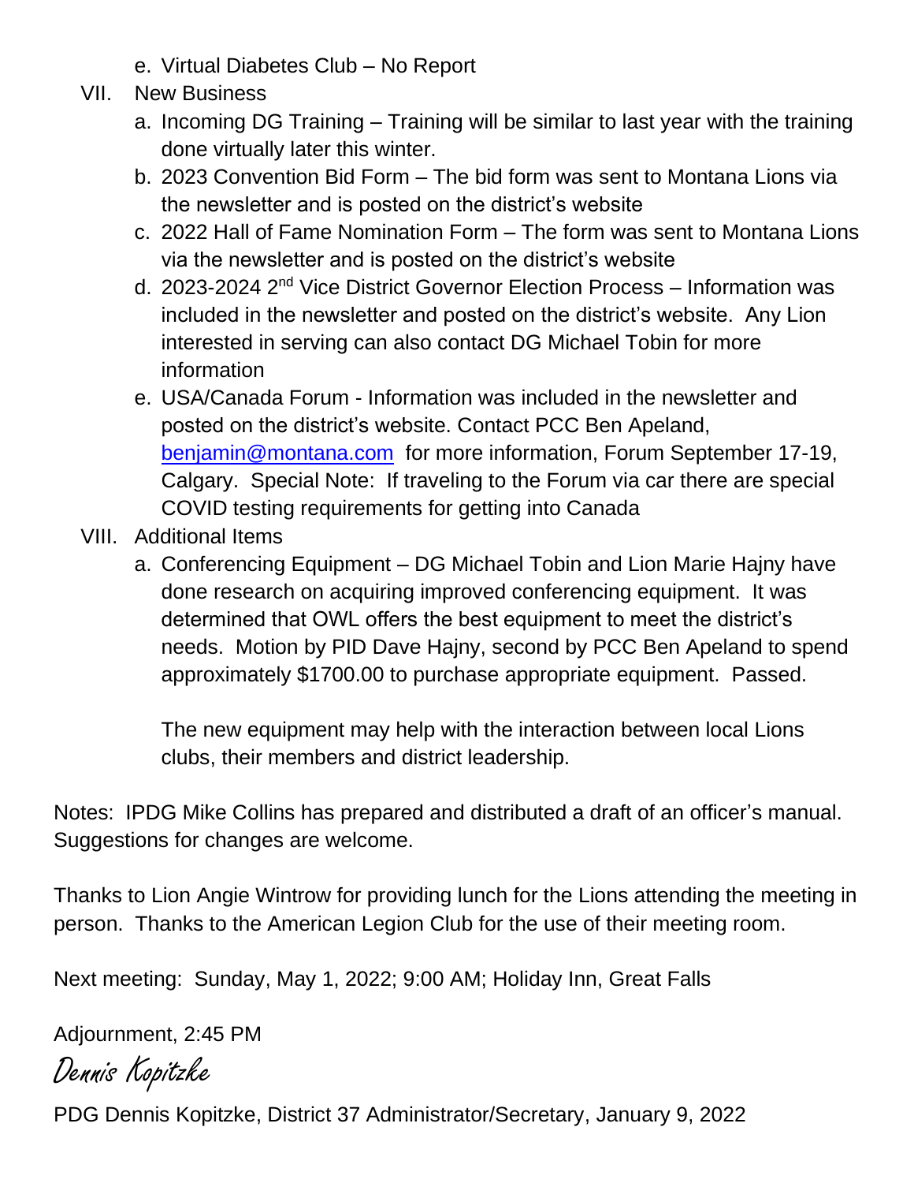e. Virtual Diabetes Club – No Report

VII. New Business

   a. Incoming DG Training – Training will be similar to last year with the training done virtually later this winter.
   b. 2023 Convention Bid Form – The bid form was sent to Montana Lions via the newsletter and is posted on the district's website
   c. 2022 Hall of Fame Nomination Form – The form was sent to Montana Lions via the newsletter and is posted on the district's website
   d. 2023-2024 2nd Vice District Governor Election Process – Information was included in the newsletter and posted on the district's website. Any Lion interested in serving can also contact DG Michael Tobin for more information
   e. USA/Canada Forum - Information was included in the newsletter and posted on the district's website. Contact PCC Ben Apeland, benjamin@montana.com for more information, Forum September 17-19, Calgary. Special Note: If traveling to the Forum via car there are special COVID testing requirements for getting into Canada

VIII. Additional Items

   a. Conferencing Equipment – DG Michael Tobin and Lion Marie Hajny have done research on acquiring improved conferencing equipment. It was determined that OWL offers the best equipment to meet the district's needs. Motion by PID Dave Hajny, second by PCC Ben Apeland to spend approximately $1700.00 to purchase appropriate equipment. Passed.

      The new equipment may help with the interaction between local Lions clubs, their members and district leadership.

Notes: IPDG Mike Collins has prepared and distributed a draft of an officer's manual. Suggestions for changes are welcome.

Thanks to Lion Angie Wintrow for providing lunch for the Lions attending the meeting in person. Thanks to the American Legion Club for the use of their meeting room.

Next meeting: Sunday, May 1, 2022; 9:00 AM; Holiday Inn, Great Falls

Adjournment, 2:45 PM

*Dennis Kopitzke*

PDG Dennis Kopitzke, District 37 Administrator/Secretary, January 9, 2022